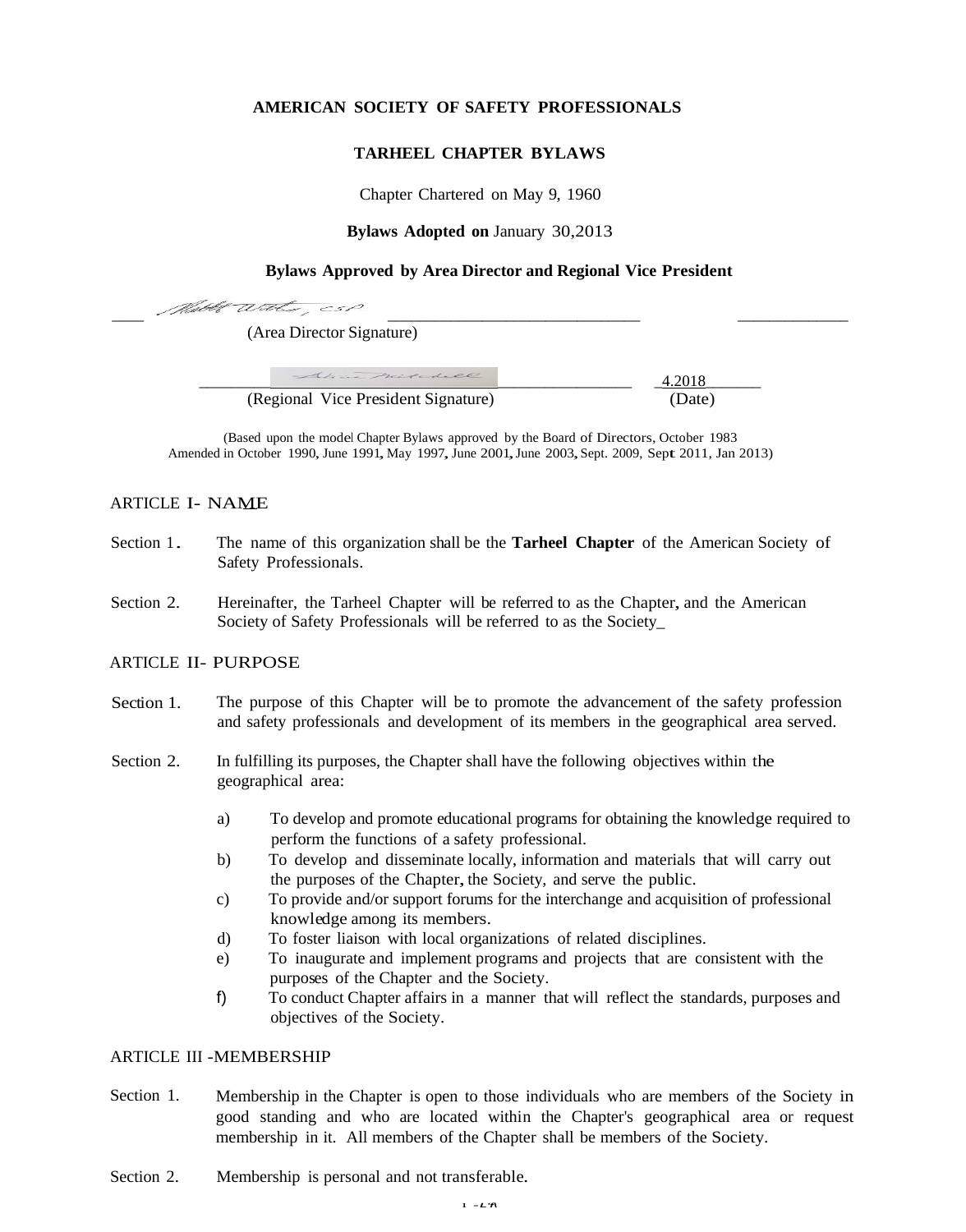**AMERICAN SOCIETY OF SAFETY PROFESSIONALS**

**TARHEEL CHAPTER BYLAWS**

Chapter Chartered on May 9, 1960

**Bylaws Adopted on** January 30,2013

**Bylaws Approved by Area Director and Regional Vice President**

(Area Director Signature)

(Regional Vice President Signature) 4.2018 (Date)

(Based upon the model Chapter Bylaws approved by the Board of Directors, October 1983
Amended in October 1990, June 1991, May 1997, June 2001, June 2003, Sept. 2009, Sept. 2011, Jan 2013)

## ARTICLE I- NAME

Section 1. The name of this organization shall be the **Tarheel Chapter** of the American Society of Safety Professionals.

Section 2. Hereinafter, the Tarheel Chapter will be referred to as the Chapter, and the American Society of Safety Professionals will be referred to as the Society_

## ARTICLE II- PURPOSE

Section 1. The purpose of this Chapter will be to promote the advancement of the safety profession and safety professionals and development of its members in the geographical area served.

Section 2. In fulfilling its purposes, the Chapter shall have the following objectives within the geographical area:

a) To develop and promote educational programs for obtaining the knowledge required to perform the functions of a safety professional.
b) To develop and disseminate locally, information and materials that will carry out the purposes of the Chapter, the Society, and serve the public.
c) To provide and/or support forums for the interchange and acquisition of professional knowledge among its members.
d) To foster liaison with local organizations of related disciplines.
e) To inaugurate and implement programs and projects that are consistent with the purposes of the Chapter and the Society.
f) To conduct Chapter affairs in a manner that will reflect the standards, purposes and objectives of the Society.

## ARTICLE III -MEMBERSHIP

Section 1. Membership in the Chapter is open to those individuals who are members of the Society in good standing and who are located within the Chapter's geographical area or request membership in it. All members of the Chapter shall be members of the Society.

Section 2. Membership is personal and not transferable.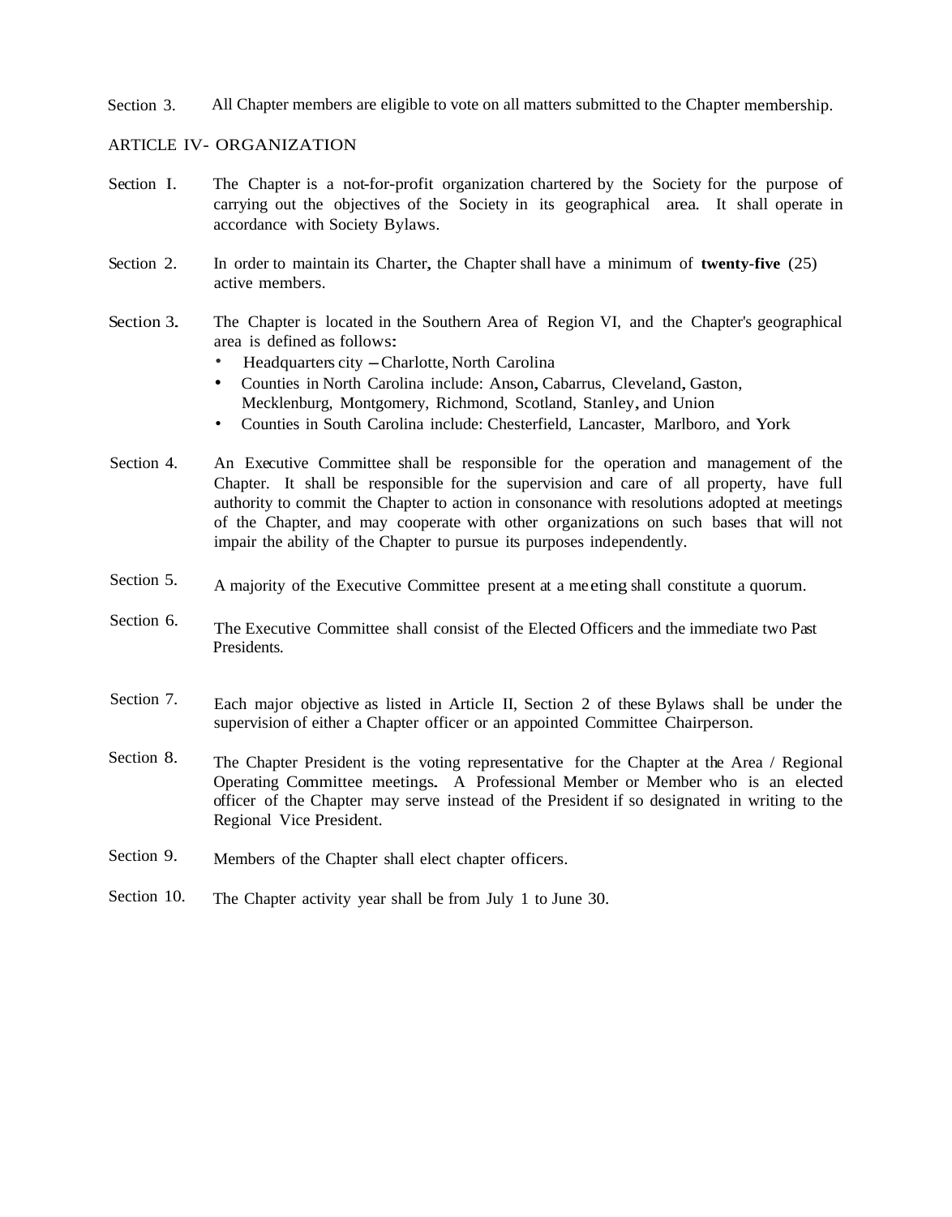Section 3. All Chapter members are eligible to vote on all matters submitted to the Chapter membership.

## ARTICLE IV- ORGANIZATION

Section I. The Chapter is a not-for-profit organization chartered by the Society for the purpose of carrying out the objectives of the Society in its geographical area. It shall operate in accordance with Society Bylaws.

Section 2. In order to maintain its Charter, the Chapter shall have a minimum of **twenty-five** (25) active members.

Section 3. The Chapter is located in the Southern Area of Region VI, and the Chapter's geographical area is defined as follows:

- Headquarters city – Charlotte, North Carolina
- Counties in North Carolina include: Anson, Cabarrus, Cleveland, Gaston, Mecklenburg, Montgomery, Richmond, Scotland, Stanley, and Union
- Counties in South Carolina include: Chesterfield, Lancaster, Marlboro, and York

Section 4. An Executive Committee shall be responsible for the operation and management of the Chapter. It shall be responsible for the supervision and care of all property, have full authority to commit the Chapter to action in consonance with resolutions adopted at meetings of the Chapter, and may cooperate with other organizations on such bases that will not impair the ability of the Chapter to pursue its purposes independently.

Section 5. A majority of the Executive Committee present at a meeting shall constitute a quorum.

Section 6. The Executive Committee shall consist of the Elected Officers and the immediate two Past Presidents.

Section 7. Each major objective as listed in Article II, Section 2 of these Bylaws shall be under the supervision of either a Chapter officer or an appointed Committee Chairperson.

Section 8. The Chapter President is the voting representative for the Chapter at the Area / Regional Operating Committee meetings. A Professional Member or Member who is an elected officer of the Chapter may serve instead of the President if so designated in writing to the Regional Vice President.

Section 9. Members of the Chapter shall elect chapter officers.

Section 10. The Chapter activity year shall be from July 1 to June 30.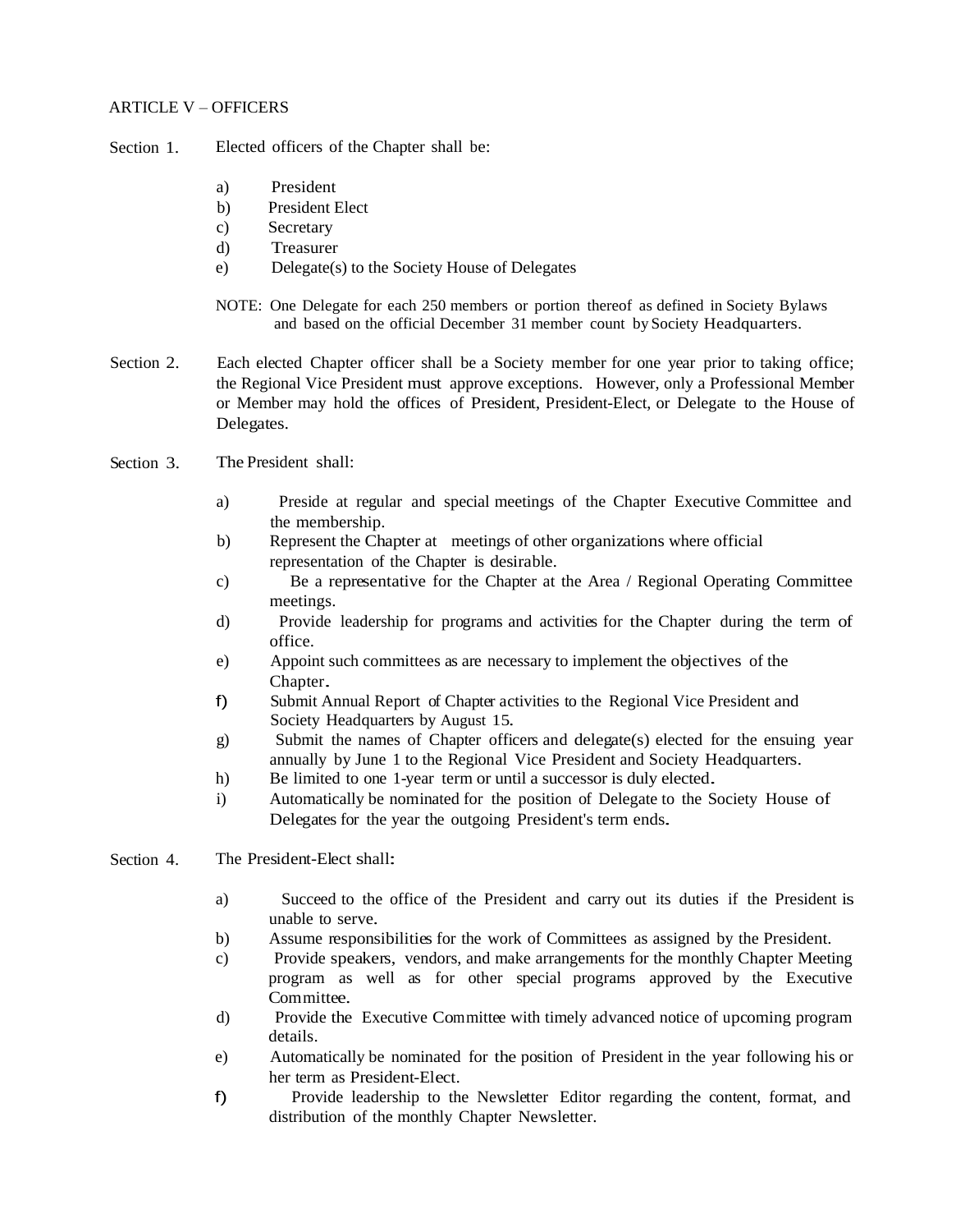## ARTICLE V – OFFICERS

Section 1. Elected officers of the Chapter shall be:

a) President
b) President Elect
c) Secretary
d) Treasurer
e) Delegate(s) to the Society House of Delegates

NOTE: One Delegate for each 250 members or portion thereof as defined in Society Bylaws and based on the official December 31 member count by Society Headquarters.

Section 2. Each elected Chapter officer shall be a Society member for one year prior to taking office; the Regional Vice President must approve exceptions. However, only a Professional Member or Member may hold the offices of President, President-Elect, or Delegate to the House of Delegates.

Section 3. The President shall:

a) Preside at regular and special meetings of the Chapter Executive Committee and the membership.
b) Represent the Chapter at meetings of other organizations where official representation of the Chapter is desirable.
c) Be a representative for the Chapter at the Area / Regional Operating Committee meetings.
d) Provide leadership for programs and activities for the Chapter during the term of office.
e) Appoint such committees as are necessary to implement the objectives of the Chapter.
f) Submit Annual Report of Chapter activities to the Regional Vice President and Society Headquarters by August 15.
g) Submit the names of Chapter officers and delegate(s) elected for the ensuing year annually by June 1 to the Regional Vice President and Society Headquarters.
h) Be limited to one 1-year term or until a successor is duly elected.
i) Automatically be nominated for the position of Delegate to the Society House of Delegates for the year the outgoing President's term ends.

Section 4. The President-Elect shall:

a) Succeed to the office of the President and carry out its duties if the President is unable to serve.
b) Assume responsibilities for the work of Committees as assigned by the President.
c) Provide speakers, vendors, and make arrangements for the monthly Chapter Meeting program as well as for other special programs approved by the Executive Committee.
d) Provide the Executive Committee with timely advanced notice of upcoming program details.
e) Automatically be nominated for the position of President in the year following his or her term as President-Elect.
f) Provide leadership to the Newsletter Editor regarding the content, format, and distribution of the monthly Chapter Newsletter.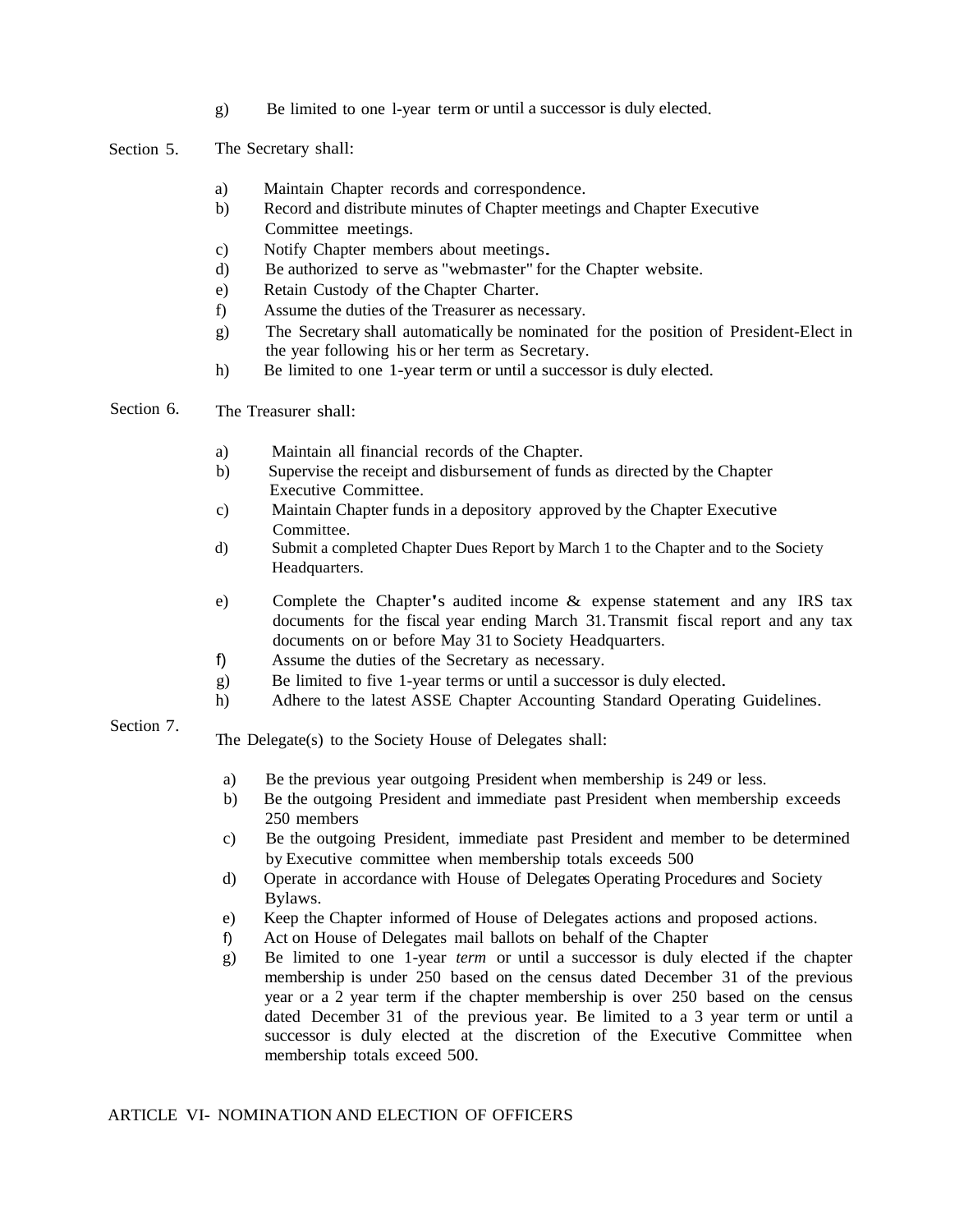g) Be limited to one 1-year term or until a successor is duly elected.

Section 5. The Secretary shall:

a) Maintain Chapter records and correspondence.
b) Record and distribute minutes of Chapter meetings and Chapter Executive Committee meetings.
c) Notify Chapter members about meetings.
d) Be authorized to serve as "webmaster" for the Chapter website.
e) Retain Custody of the Chapter Charter.
f) Assume the duties of the Treasurer as necessary.
g) The Secretary shall automatically be nominated for the position of President-Elect in the year following his or her term as Secretary.
h) Be limited to one 1-year term or until a successor is duly elected.

Section 6. The Treasurer shall:

a) Maintain all financial records of the Chapter.
b) Supervise the receipt and disbursement of funds as directed by the Chapter Executive Committee.
c) Maintain Chapter funds in a depository approved by the Chapter Executive Committee.
d) Submit a completed Chapter Dues Report by March 1 to the Chapter and to the Society Headquarters.
e) Complete the Chapter's audited income & expense statement and any IRS tax documents for the fiscal year ending March 31. Transmit fiscal report and any tax documents on or before May 31 to Society Headquarters.
f) Assume the duties of the Secretary as necessary.
g) Be limited to five 1-year terms or until a successor is duly elected.
h) Adhere to the latest ASSE Chapter Accounting Standard Operating Guidelines.

Section 7. The Delegate(s) to the Society House of Delegates shall:

a) Be the previous year outgoing President when membership is 249 or less.
b) Be the outgoing President and immediate past President when membership exceeds 250 members
c) Be the outgoing President, immediate past President and member to be determined by Executive committee when membership totals exceeds 500
d) Operate in accordance with House of Delegates Operating Procedures and Society Bylaws.
e) Keep the Chapter informed of House of Delegates actions and proposed actions.
f) Act on House of Delegates mail ballots on behalf of the Chapter
g) Be limited to one 1-year *term* or until a successor is duly elected if the chapter membership is under 250 based on the census dated December 31 of the previous year or a 2 year term if the chapter membership is over 250 based on the census dated December 31 of the previous year. Be limited to a 3 year term or until a successor is duly elected at the discretion of the Executive Committee when membership totals exceed 500.

ARTICLE VI- NOMINATION AND ELECTION OF OFFICERS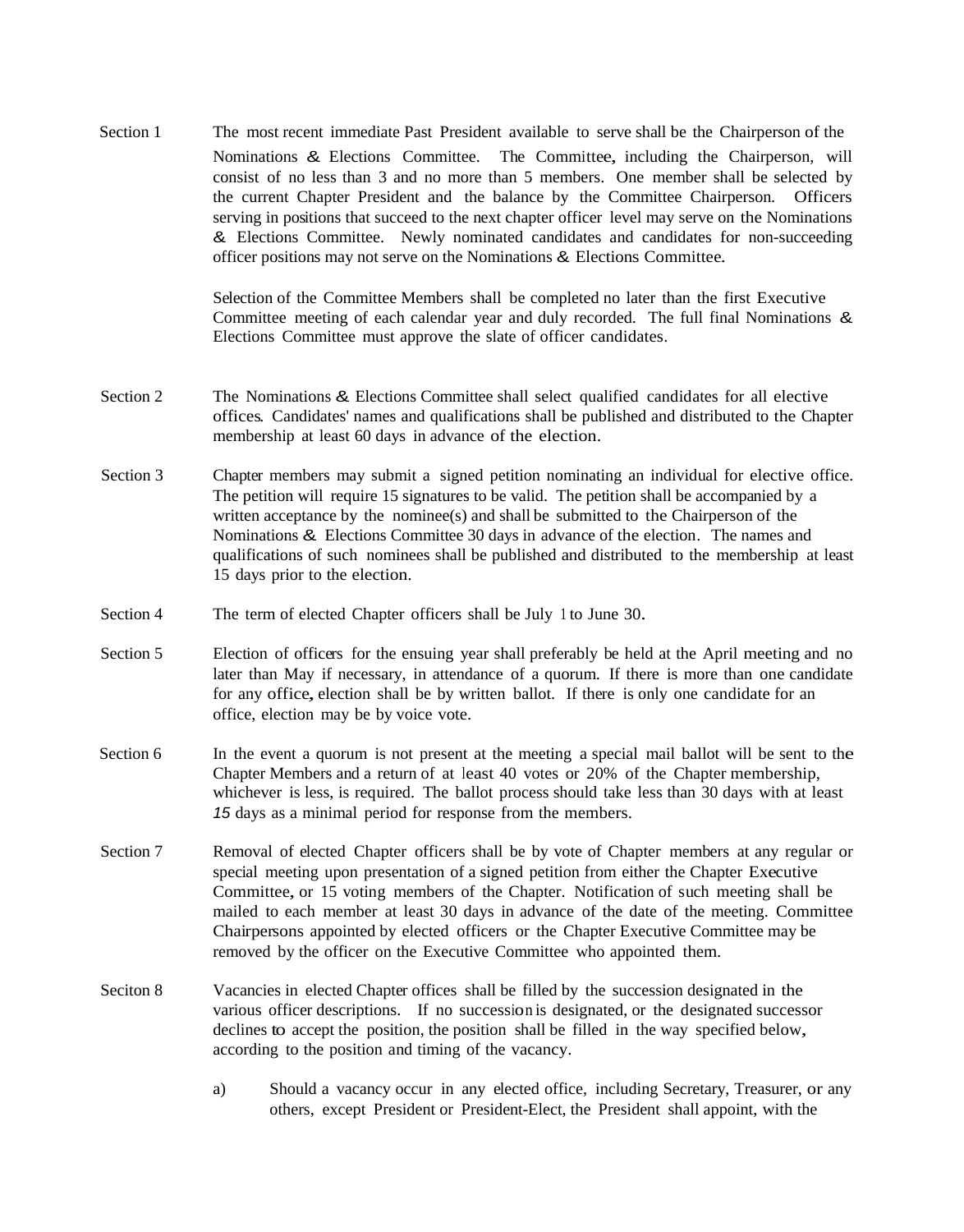Section 1 The most recent immediate Past President available to serve shall be the Chairperson of the Nominations & Elections Committee. The Committee, including the Chairperson, will consist of no less than 3 and no more than 5 members. One member shall be selected by the current Chapter President and the balance by the Committee Chairperson. Officers serving in positions that succeed to the next chapter officer level may serve on the Nominations & Elections Committee. Newly nominated candidates and candidates for non-succeeding officer positions may not serve on the Nominations & Elections Committee.

Selection of the Committee Members shall be completed no later than the first Executive Committee meeting of each calendar year and duly recorded. The full final Nominations & Elections Committee must approve the slate of officer candidates.

Section 2 The Nominations & Elections Committee shall select qualified candidates for all elective offices. Candidates' names and qualifications shall be published and distributed to the Chapter membership at least 60 days in advance of the election.

Section 3 Chapter members may submit a signed petition nominating an individual for elective office. The petition will require 15 signatures to be valid. The petition shall be accompanied by a written acceptance by the nominee(s) and shall be submitted to the Chairperson of the Nominations & Elections Committee 30 days in advance of the election. The names and qualifications of such nominees shall be published and distributed to the membership at least 15 days prior to the election.

Section 4 The term of elected Chapter officers shall be July 1 to June 30.

Section 5 Election of officers for the ensuing year shall preferably be held at the April meeting and no later than May if necessary, in attendance of a quorum. If there is more than one candidate for any office, election shall be by written ballot. If there is only one candidate for an office, election may be by voice vote.

Section 6 In the event a quorum is not present at the meeting a special mail ballot will be sent to the Chapter Members and a return of at least 40 votes or 20% of the Chapter membership, whichever is less, is required. The ballot process should take less than 30 days with at least *15* days as a minimal period for response from the members.

Section 7 Removal of elected Chapter officers shall be by vote of Chapter members at any regular or special meeting upon presentation of a signed petition from either the Chapter Executive Committee, or 15 voting members of the Chapter. Notification of such meeting shall be mailed to each member at least 30 days in advance of the date of the meeting. Committee Chairpersons appointed by elected officers or the Chapter Executive Committee may be removed by the officer on the Executive Committee who appointed them.

Seciton 8 Vacancies in elected Chapter offices shall be filled by the succession designated in the various officer descriptions. If no succession is designated, or the designated successor declines to accept the position, the position shall be filled in the way specified below, according to the position and timing of the vacancy.

a) Should a vacancy occur in any elected office, including Secretary, Treasurer, or any others, except President or President-Elect, the President shall appoint, with the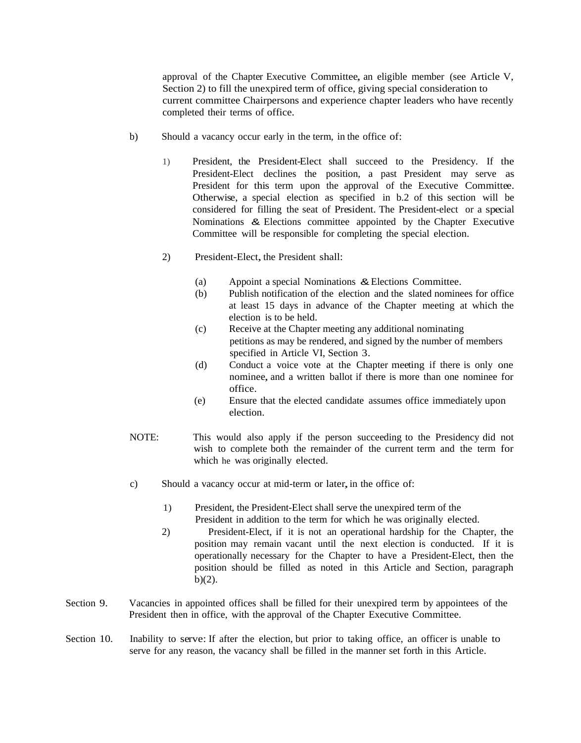approval of the Chapter Executive Committee, an eligible member (see Article V, Section 2) to fill the unexpired term of office, giving special consideration to current committee Chairpersons and experience chapter leaders who have recently completed their terms of office.

b) Should a vacancy occur early in the term, in the office of:

1) President, the President-Elect shall succeed to the Presidency. If the President-Elect declines the position, a past President may serve as President for this term upon the approval of the Executive Committee. Otherwise, a special election as specified in b.2 of this section will be considered for filling the seat of President. The President-elect or a special Nominations & Elections committee appointed by the Chapter Executive Committee will be responsible for completing the special election.

2) President-Elect, the President shall:

   (a) Appoint a special Nominations & Elections Committee.

   (b) Publish notification of the election and the slated nominees for office at least 15 days in advance of the Chapter meeting at which the election is to be held.

   (c) Receive at the Chapter meeting any additional nominating petitions as may be rendered, and signed by the number of members specified in Article VI, Section 3.

   (d) Conduct a voice vote at the Chapter meeting if there is only one nominee, and a written ballot if there is more than one nominee for office.

   (e) Ensure that the elected candidate assumes office immediately upon election.

NOTE: This would also apply if the person succeeding to the Presidency did not wish to complete both the remainder of the current term and the term for which he was originally elected.

c) Should a vacancy occur at mid-term or later, in the office of:

1) President, the President-Elect shall serve the unexpired term of the President in addition to the term for which he was originally elected.

2) President-Elect, if it is not an operational hardship for the Chapter, the position may remain vacant until the next election is conducted. If it is operationally necessary for the Chapter to have a President-Elect, then the position should be filled as noted in this Article and Section, paragraph b)(2).

Section 9. Vacancies in appointed offices shall be filled for their unexpired term by appointees of the President then in office, with the approval of the Chapter Executive Committee.

Section 10. Inability to serve: If after the election, but prior to taking office, an officer is unable to serve for any reason, the vacancy shall be filled in the manner set forth in this Article.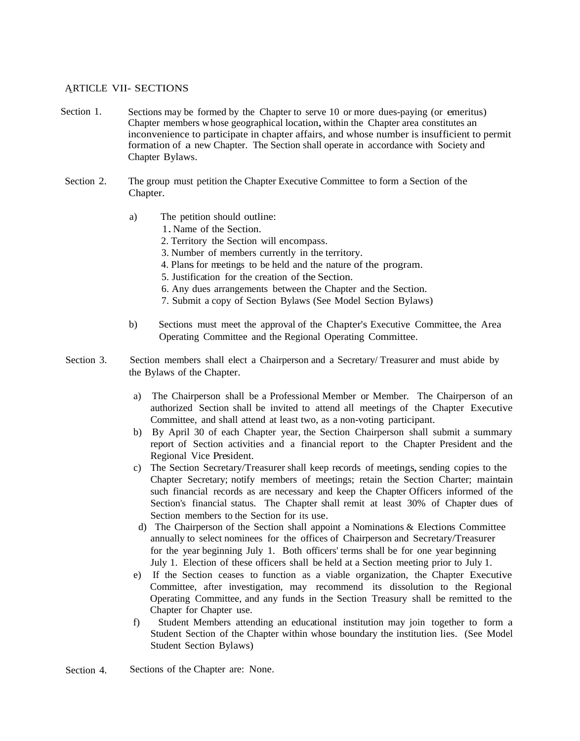## ARTICLE VII- SECTIONS

Section 1. Sections may be formed by the Chapter to serve 10 or more dues-paying (or emeritus) Chapter members whose geographical location, within the Chapter area constitutes an inconvenience to participate in chapter affairs, and whose number is insufficient to permit formation of a new Chapter. The Section shall operate in accordance with Society and Chapter Bylaws.

Section 2. The group must petition the Chapter Executive Committee to form a Section of the Chapter.

a) The petition should outline:
   1. Name of the Section.
   2. Territory the Section will encompass.
   3. Number of members currently in the territory.
   4. Plans for meetings to be held and the nature of the program.
   5. Justification for the creation of the Section.
   6. Any dues arrangements between the Chapter and the Section.
   7. Submit a copy of Section Bylaws (See Model Section Bylaws)

b) Sections must meet the approval of the Chapter's Executive Committee, the Area Operating Committee and the Regional Operating Committee.

Section 3. Section members shall elect a Chairperson and a Secretary/ Treasurer and must abide by the Bylaws of the Chapter.

a) The Chairperson shall be a Professional Member or Member. The Chairperson of an authorized Section shall be invited to attend all meetings of the Chapter Executive Committee, and shall attend at least two, as a non-voting participant.

b) By April 30 of each Chapter year, the Section Chairperson shall submit a summary report of Section activities and a financial report to the Chapter President and the Regional Vice President.

c) The Section Secretary/Treasurer shall keep records of meetings, sending copies to the Chapter Secretary; notify members of meetings; retain the Section Charter; maintain such financial records as are necessary and keep the Chapter Officers informed of the Section's financial status. The Chapter shall remit at least 30% of Chapter dues of Section members to the Section for its use.

d) The Chairperson of the Section shall appoint a Nominations & Elections Committee annually to select nominees for the offices of Chairperson and Secretary/Treasurer for the year beginning July 1. Both officers' terms shall be for one year beginning July 1. Election of these officers shall be held at a Section meeting prior to July 1.

e) If the Section ceases to function as a viable organization, the Chapter Executive Committee, after investigation, may recommend its dissolution to the Regional Operating Committee, and any funds in the Section Treasury shall be remitted to the Chapter for Chapter use.

f) Student Members attending an educational institution may join together to form a Student Section of the Chapter within whose boundary the institution lies. (See Model Student Section Bylaws)

Section 4. Sections of the Chapter are: None.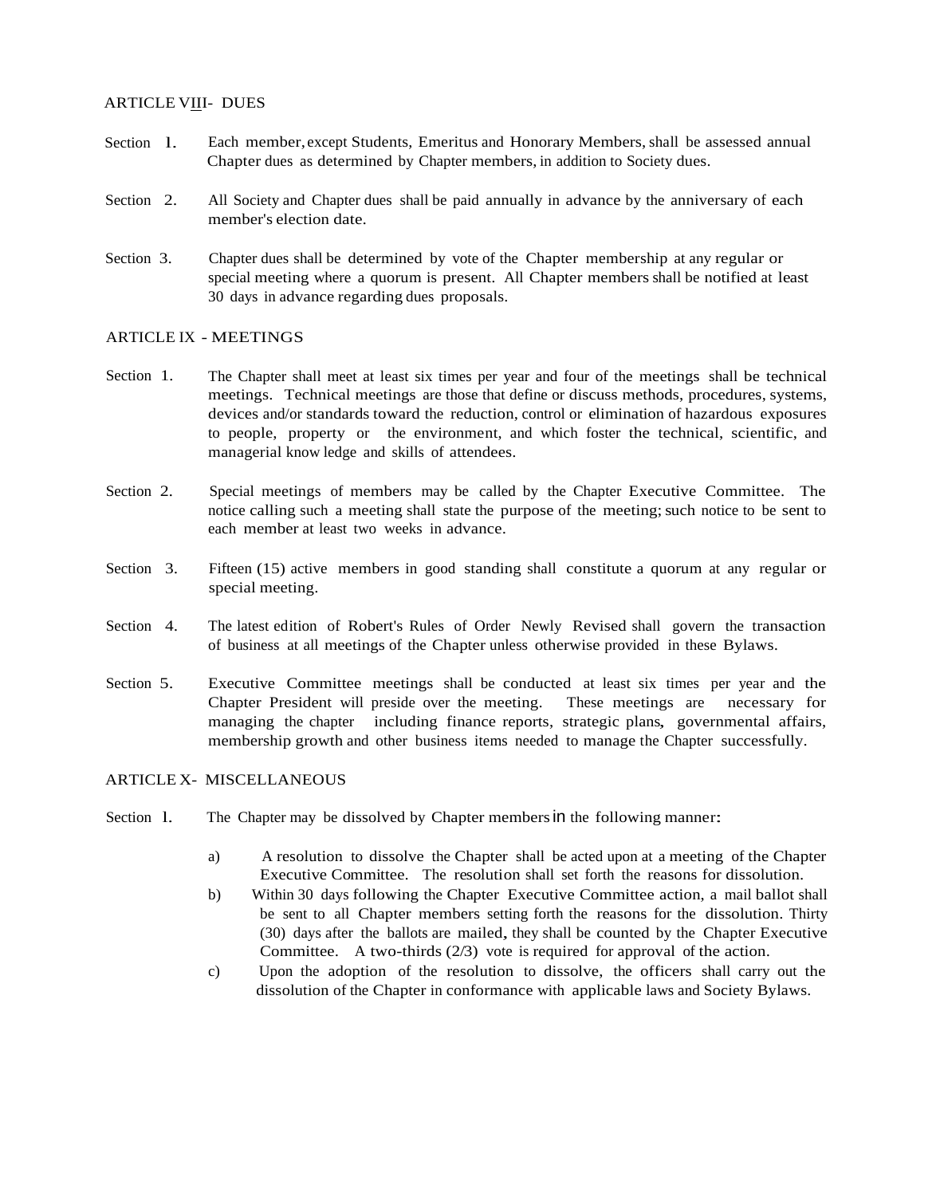## ARTICLE VIII - DUES

Section 1. Each member, except Students, Emeritus and Honorary Members, shall be assessed annual Chapter dues as determined by Chapter members, in addition to Society dues.

Section 2. All Society and Chapter dues shall be paid annually in advance by the anniversary of each member's election date.

Section 3. Chapter dues shall be determined by vote of the Chapter membership at any regular or special meeting where a quorum is present. All Chapter members shall be notified at least 30 days in advance regarding dues proposals.

## ARTICLE IX - MEETINGS

Section 1. The Chapter shall meet at least six times per year and four of the meetings shall be technical meetings. Technical meetings are those that define or discuss methods, procedures, systems, devices and/or standards toward the reduction, control or elimination of hazardous exposures to people, property or the environment, and which foster the technical, scientific, and managerial know ledge and skills of attendees.

Section 2. Special meetings of members may be called by the Chapter Executive Committee. The notice calling such a meeting shall state the purpose of the meeting; such notice to be sent to each member at least two weeks in advance.

Section 3. Fifteen (15) active members in good standing shall constitute a quorum at any regular or special meeting.

Section 4. The latest edition of Robert's Rules of Order Newly Revised shall govern the transaction of business at all meetings of the Chapter unless otherwise provided in these Bylaws.

Section 5. Executive Committee meetings shall be conducted at least six times per year and the Chapter President will preside over the meeting. These meetings are necessary for managing the chapter including finance reports, strategic plans, governmental affairs, membership growth and other business items needed to manage the Chapter successfully.

## ARTICLE X - MISCELLANEOUS

Section 1. The Chapter may be dissolved by Chapter members in the following manner:

a) A resolution to dissolve the Chapter shall be acted upon at a meeting of the Chapter Executive Committee. The resolution shall set forth the reasons for dissolution.

b) Within 30 days following the Chapter Executive Committee action, a mail ballot shall be sent to all Chapter members setting forth the reasons for the dissolution. Thirty (30) days after the ballots are mailed, they shall be counted by the Chapter Executive Committee. A two-thirds (2/3) vote is required for approval of the action.

c) Upon the adoption of the resolution to dissolve, the officers shall carry out the dissolution of the Chapter in conformance with applicable laws and Society Bylaws.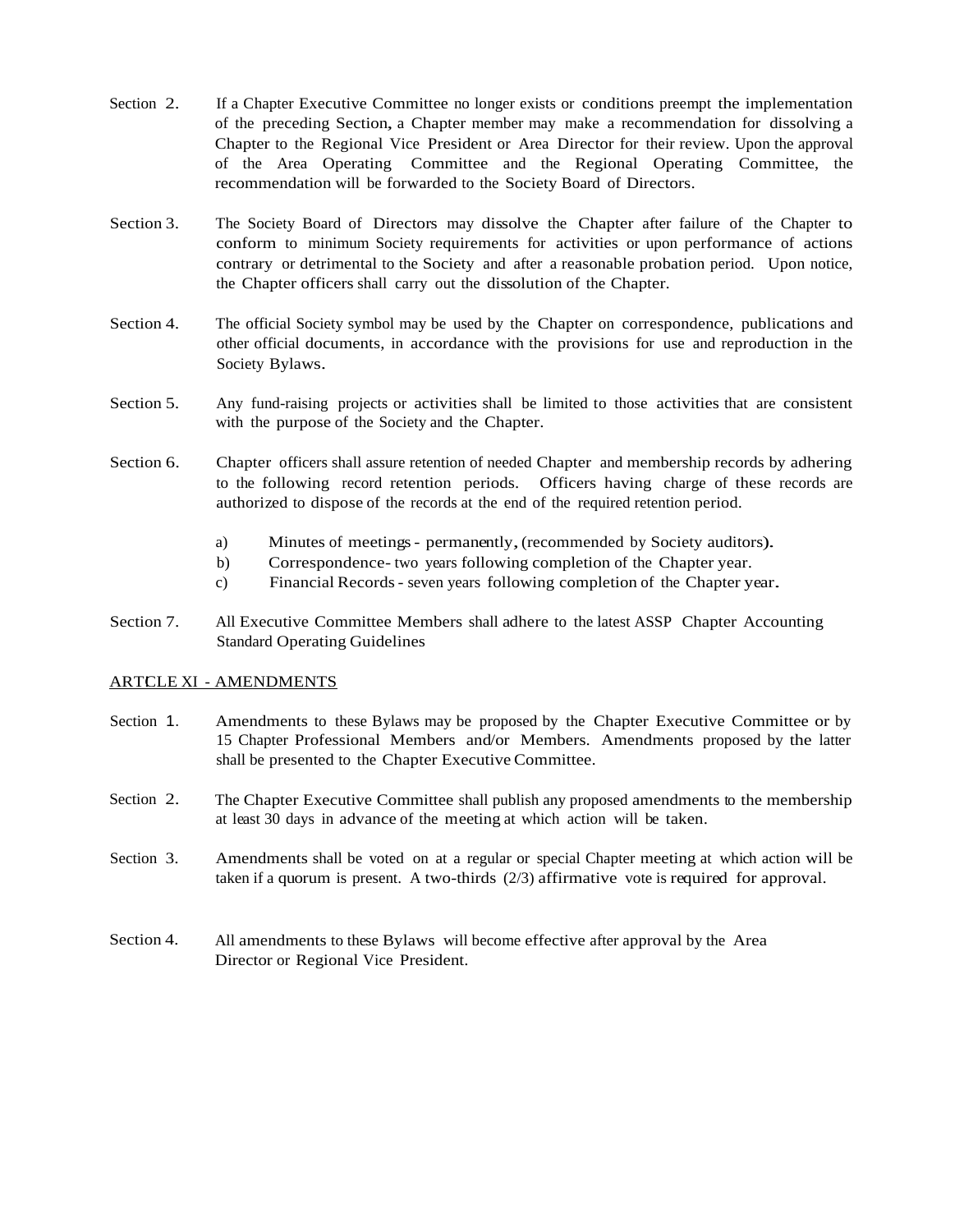Section 2. If a Chapter Executive Committee no longer exists or conditions preempt the implementation of the preceding Section, a Chapter member may make a recommendation for dissolving a Chapter to the Regional Vice President or Area Director for their review. Upon the approval of the Area Operating Committee and the Regional Operating Committee, the recommendation will be forwarded to the Society Board of Directors.

Section 3. The Society Board of Directors may dissolve the Chapter after failure of the Chapter to conform to minimum Society requirements for activities or upon performance of actions contrary or detrimental to the Society and after a reasonable probation period. Upon notice, the Chapter officers shall carry out the dissolution of the Chapter.

Section 4. The official Society symbol may be used by the Chapter on correspondence, publications and other official documents, in accordance with the provisions for use and reproduction in the Society Bylaws.

Section 5. Any fund-raising projects or activities shall be limited to those activities that are consistent with the purpose of the Society and the Chapter.

Section 6. Chapter officers shall assure retention of needed Chapter and membership records by adhering to the following record retention periods. Officers having charge of these records are authorized to dispose of the records at the end of the required retention period.

a) Minutes of meetings - permanently, (recommended by Society auditors).
b) Correspondence- two years following completion of the Chapter year.
c) Financial Records - seven years following completion of the Chapter year.

Section 7. All Executive Committee Members shall adhere to the latest ASSP Chapter Accounting Standard Operating Guidelines

## ARTCLE XI - AMENDMENTS

Section 1. Amendments to these Bylaws may be proposed by the Chapter Executive Committee or by 15 Chapter Professional Members and/or Members. Amendments proposed by the latter shall be presented to the Chapter Executive Committee.

Section 2. The Chapter Executive Committee shall publish any proposed amendments to the membership at least 30 days in advance of the meeting at which action will be taken.

Section 3. Amendments shall be voted on at a regular or special Chapter meeting at which action will be taken if a quorum is present. A two-thirds (2/3) affirmative vote is required for approval.

Section 4. All amendments to these Bylaws will become effective after approval by the Area Director or Regional Vice President.